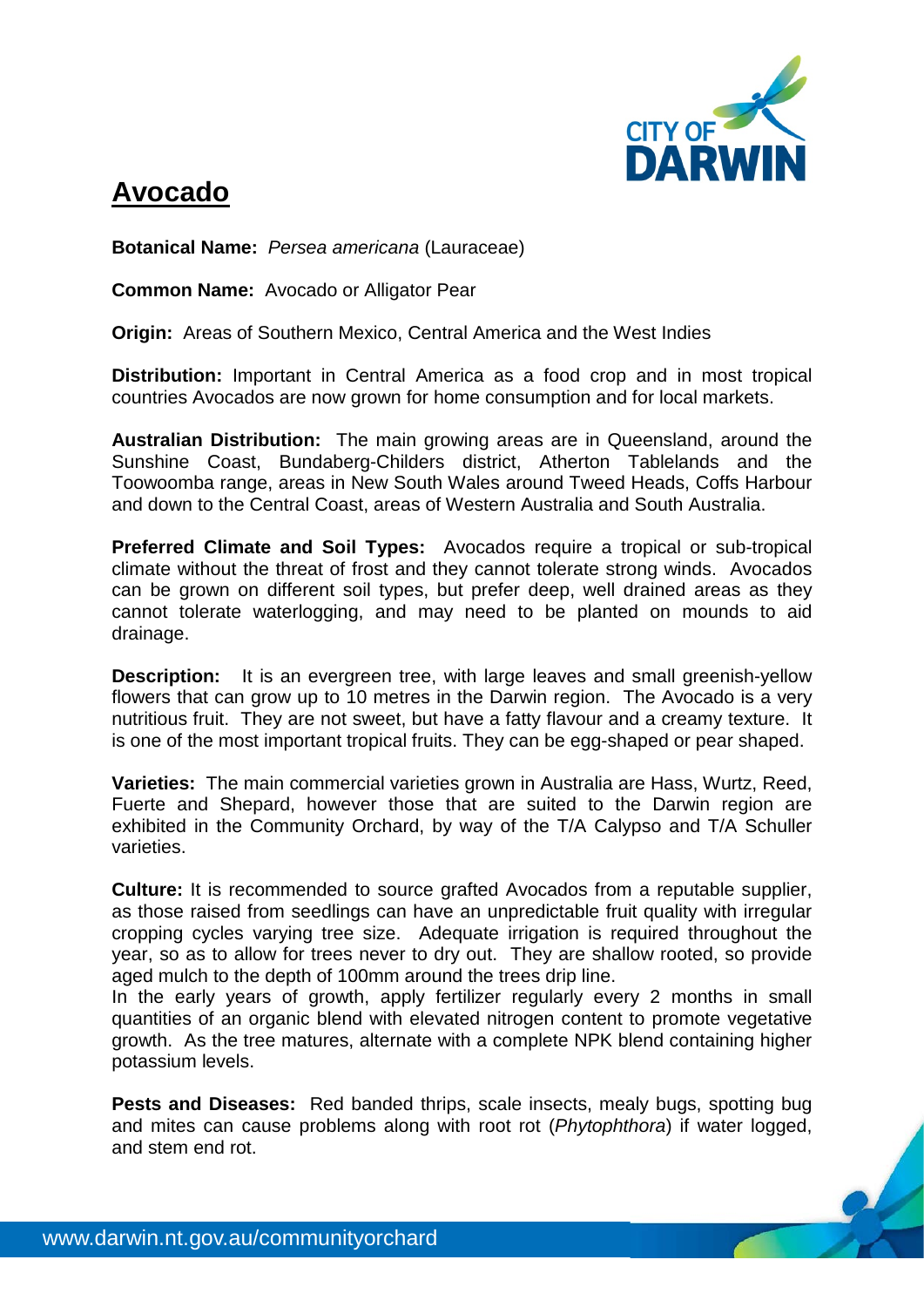# Avocado

**Botanical Name:** *Persea americana* (Lauraceae)

**Common Name:** Avocado or Alligator Pear

**Origin:** Areas of Southern Mexico, Central America and the West Indies

**Distribution:** Important in Central America as a food crop and in most tropical countries Avocados are now grown for home consumption and for local markets.

**Australian Distribution:** The main growing areas are in Queensland, around the Sunshine Coast, Bundaberg-Childers district, Atherton Tablelands and the Toowoomba range, areas in New South Wales around Tweed Heads, Coffs Harbour and down to the Central Coast, areas of Western Australia and South Australia.

**Preferred Climate and Soil Types:** Avocados require a tropical or sub-tropical climate without the threat of frost and they cannot tolerate strong winds. Avocados can be grown on different soil types, but prefer deep, well drained areas as they cannot tolerate waterlogging, and may need to be planted on mounds to aid drainage.

**Description:** It is an evergreen tree, with large leaves and small greenish-yellow flowers that can grow up to 10 metres in the Darwin region. The Avocado is a very nutritious fruit. They are not sweet, but have a fatty flavour and a creamy texture. It is one of the most important tropical fruits. They can be egg-shaped or pear shaped.

**Varieties:** The main commercial varieties grown in Australia are Hass, Wurtz, Reed, Fuerte and Shepard, however those that are suited to the Darwin region are exhibited in the Community Orchard, by way of the T/A Calypso and T/A Schuller varieties.

**Culture:** It is recommended to source grafted Avocados from a reputable supplier, as those raised from seedlings can have an unpredictable fruit quality with irregular cropping cycles varying tree size. Adequate irrigation is required throughout the year, so as to allow for trees never to dry out. They are shallow rooted, so provide aged mulch to the depth of 100mm around the trees drip line.
In the early years of growth, apply fertilizer regularly every 2 months in small quantities of an organic blend with elevated nitrogen content to promote vegetative growth. As the tree matures, alternate with a complete NPK blend containing higher potassium levels.

**Pests and Diseases:** Red banded thrips, scale insects, mealy bugs, spotting bug and mites can cause problems along with root rot (*Phytophthora*) if water logged, and stem end rot.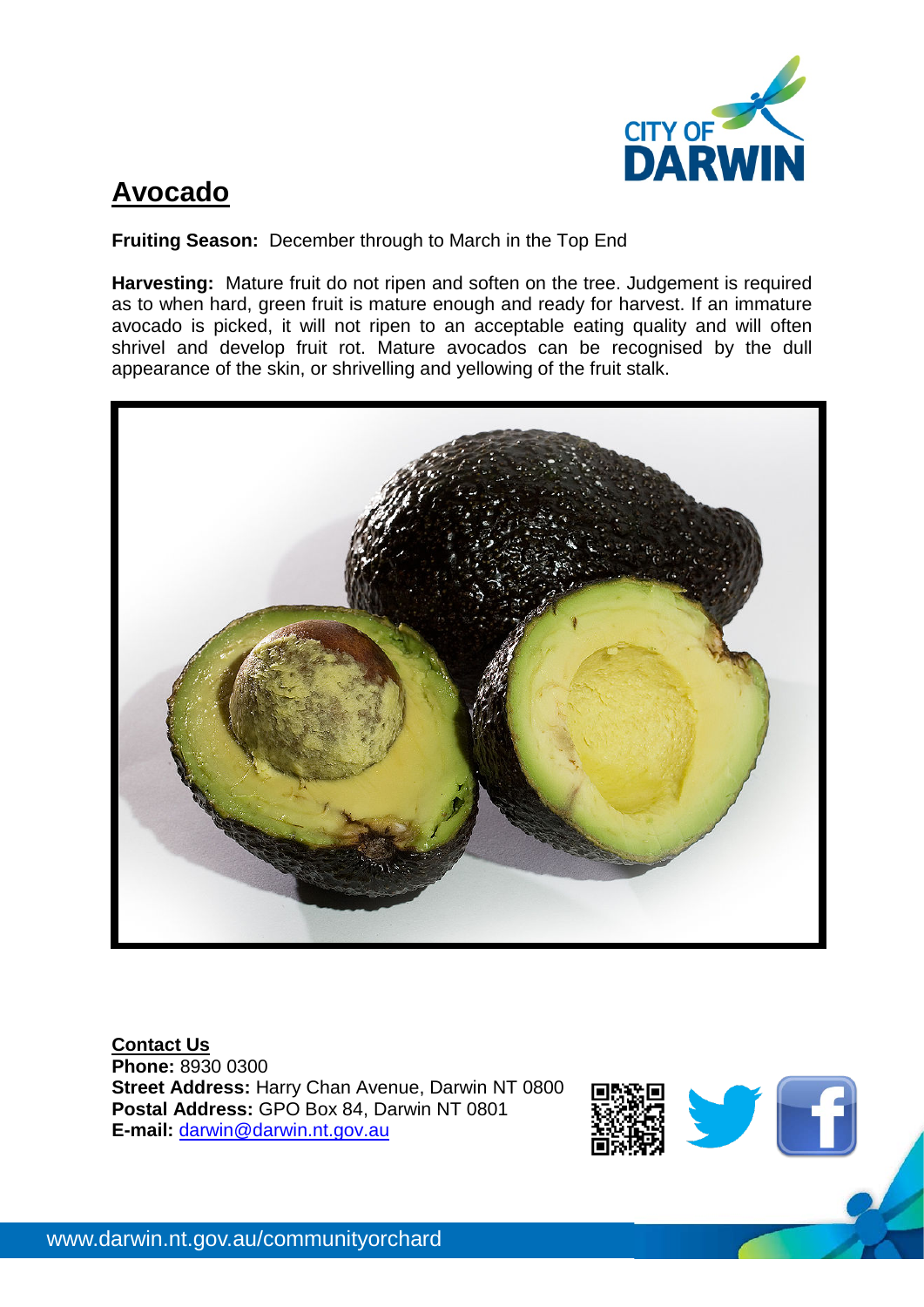# Avocado

**Fruiting Season:** December through to March in the Top End

**Harvesting:** Mature fruit do not ripen and soften on the tree. Judgement is required as to when hard, green fruit is mature enough and ready for harvest. If an immature avocado is picked, it will not ripen to an acceptable eating quality and will often shrivel and develop fruit rot. Mature avocados can be recognised by the dull appearance of the skin, or shrivelling and yellowing of the fruit stalk.

**Contact Us**
**Phone:** 8930 0300
**Street Address:** Harry Chan Avenue, Darwin NT 0800
**Postal Address:** GPO Box 84, Darwin NT 0801
**E-mail:** darwin@darwin.nt.gov.au

www.darwin.nt.gov.au/communityorchard